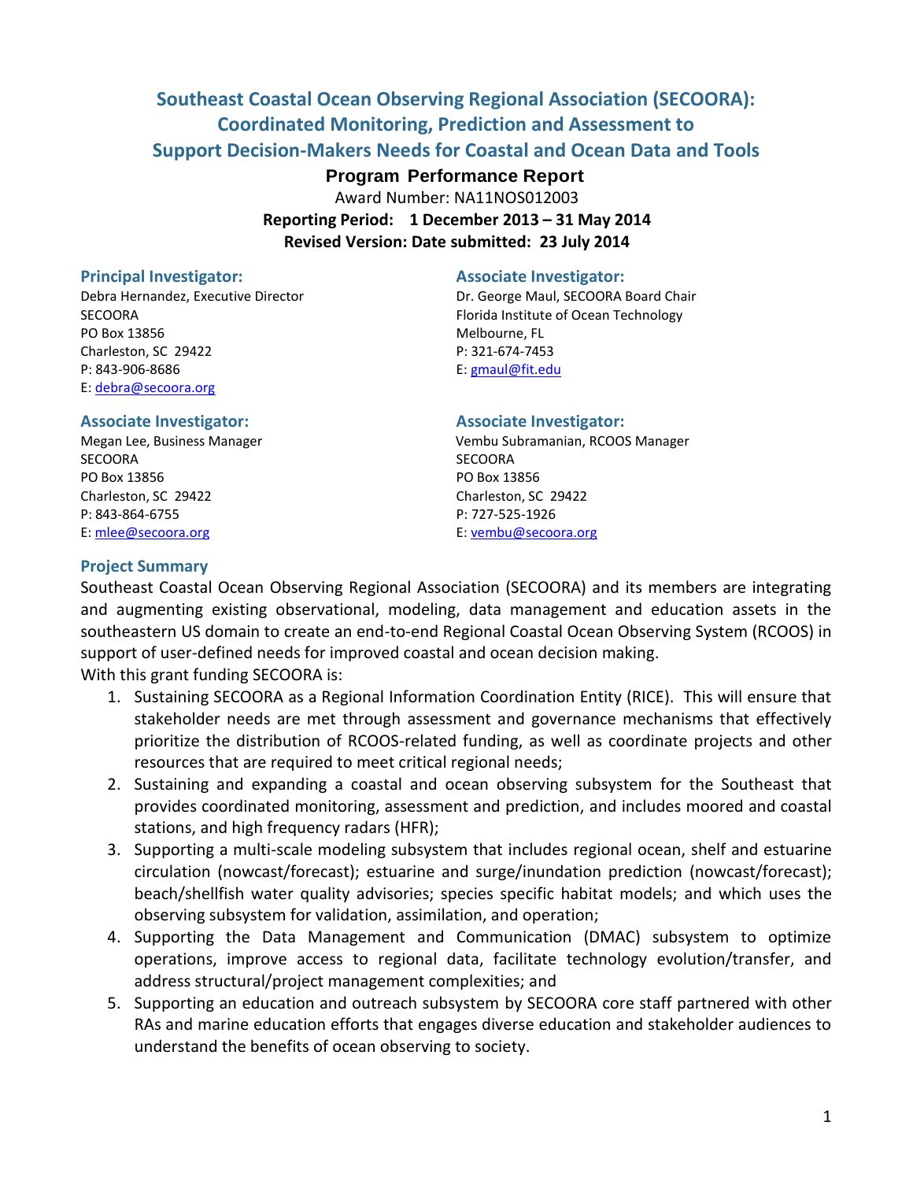# Southeast Coastal Ocean Observing Regional Association (SECOORA): Coordinated Monitoring, Prediction and Assessment to Support Decision-Makers Needs for Coastal and Ocean Data and Tools

## Program Performance Report

Award Number: NA11NOS012003

**Reporting Period: 1 December 2013 – 31 May 2014**

**Revised Version: Date submitted: 23 July 2014**

### Principal Investigator:

Debra Hernandez, Executive Director
SECOORA
PO Box 13856
Charleston, SC 29422
P: 843-906-8686
E: debra@secoora.org

### Associate Investigator:

Dr. George Maul, SECOORA Board Chair
Florida Institute of Ocean Technology
Melbourne, FL
P: 321-674-7453
E: gmaul@fit.edu

### Associate Investigator:

Megan Lee, Business Manager
SECOORA
PO Box 13856
Charleston, SC 29422
P: 843-864-6755
E: mlee@secoora.org

### Associate Investigator:

Vembu Subramanian, RCOOS Manager
SECOORA
PO Box 13856
Charleston, SC 29422
P: 727-525-1926
E: vembu@secoora.org

### Project Summary

Southeast Coastal Ocean Observing Regional Association (SECOORA) and its members are integrating and augmenting existing observational, modeling, data management and education assets in the southeastern US domain to create an end-to-end Regional Coastal Ocean Observing System (RCOOS) in support of user-defined needs for improved coastal and ocean decision making.

With this grant funding SECOORA is:

1. Sustaining SECOORA as a Regional Information Coordination Entity (RICE). This will ensure that stakeholder needs are met through assessment and governance mechanisms that effectively prioritize the distribution of RCOOS-related funding, as well as coordinate projects and other resources that are required to meet critical regional needs;
2. Sustaining and expanding a coastal and ocean observing subsystem for the Southeast that provides coordinated monitoring, assessment and prediction, and includes moored and coastal stations, and high frequency radars (HFR);
3. Supporting a multi-scale modeling subsystem that includes regional ocean, shelf and estuarine circulation (nowcast/forecast); estuarine and surge/inundation prediction (nowcast/forecast); beach/shellfish water quality advisories; species specific habitat models; and which uses the observing subsystem for validation, assimilation, and operation;
4. Supporting the Data Management and Communication (DMAC) subsystem to optimize operations, improve access to regional data, facilitate technology evolution/transfer, and address structural/project management complexities; and
5. Supporting an education and outreach subsystem by SECOORA core staff partnered with other RAs and marine education efforts that engages diverse education and stakeholder audiences to understand the benefits of ocean observing to society.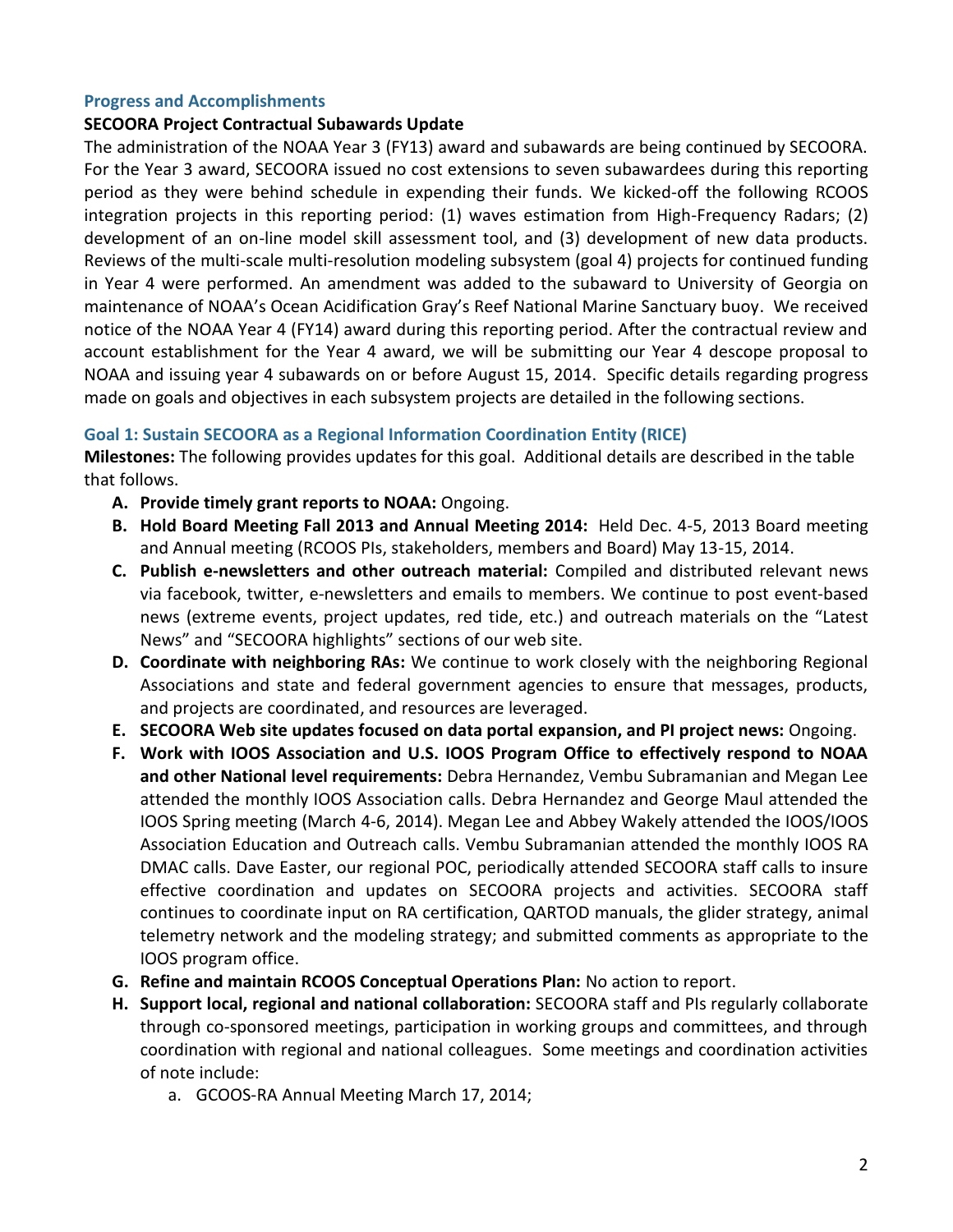## Progress and Accomplishments

**SECOORA Project Contractual Subawards Update**

The administration of the NOAA Year 3 (FY13) award and subawards are being continued by SECOORA. For the Year 3 award, SECOORA issued no cost extensions to seven subawardees during this reporting period as they were behind schedule in expending their funds. We kicked-off the following RCOOS integration projects in this reporting period: (1) waves estimation from High-Frequency Radars; (2) development of an on-line model skill assessment tool, and (3) development of new data products. Reviews of the multi-scale multi-resolution modeling subsystem (goal 4) projects for continued funding in Year 4 were performed. An amendment was added to the subaward to University of Georgia on maintenance of NOAA's Ocean Acidification Gray's Reef National Marine Sanctuary buoy. We received notice of the NOAA Year 4 (FY14) award during this reporting period. After the contractual review and account establishment for the Year 4 award, we will be submitting our Year 4 descope proposal to NOAA and issuing year 4 subawards on or before August 15, 2014. Specific details regarding progress made on goals and objectives in each subsystem projects are detailed in the following sections.

## Goal 1: Sustain SECOORA as a Regional Information Coordination Entity (RICE)

**Milestones:** The following provides updates for this goal. Additional details are described in the table that follows.

A. **Provide timely grant reports to NOAA:** Ongoing.
B. **Hold Board Meeting Fall 2013 and Annual Meeting 2014:** Held Dec. 4-5, 2013 Board meeting and Annual meeting (RCOOS PIs, stakeholders, members and Board) May 13-15, 2014.
C. **Publish e-newsletters and other outreach material:** Compiled and distributed relevant news via facebook, twitter, e-newsletters and emails to members. We continue to post event-based news (extreme events, project updates, red tide, etc.) and outreach materials on the "Latest News" and "SECOORA highlights" sections of our web site.
D. **Coordinate with neighboring RAs:** We continue to work closely with the neighboring Regional Associations and state and federal government agencies to ensure that messages, products, and projects are coordinated, and resources are leveraged.
E. **SECOORA Web site updates focused on data portal expansion, and PI project news:** Ongoing.
F. **Work with IOOS Association and U.S. IOOS Program Office to effectively respond to NOAA and other National level requirements:** Debra Hernandez, Vembu Subramanian and Megan Lee attended the monthly IOOS Association calls. Debra Hernandez and George Maul attended the IOOS Spring meeting (March 4-6, 2014). Megan Lee and Abbey Wakely attended the IOOS/IOOS Association Education and Outreach calls. Vembu Subramanian attended the monthly IOOS RA DMAC calls. Dave Easter, our regional POC, periodically attended SECOORA staff calls to insure effective coordination and updates on SECOORA projects and activities. SECOORA staff continues to coordinate input on RA certification, QARTOD manuals, the glider strategy, animal telemetry network and the modeling strategy; and submitted comments as appropriate to the IOOS program office.
G. **Refine and maintain RCOOS Conceptual Operations Plan:** No action to report.
H. **Support local, regional and national collaboration:** SECOORA staff and PIs regularly collaborate through co-sponsored meetings, participation in working groups and committees, and through coordination with regional and national colleagues. Some meetings and coordination activities of note include:
   a. GCOOS-RA Annual Meeting March 17, 2014;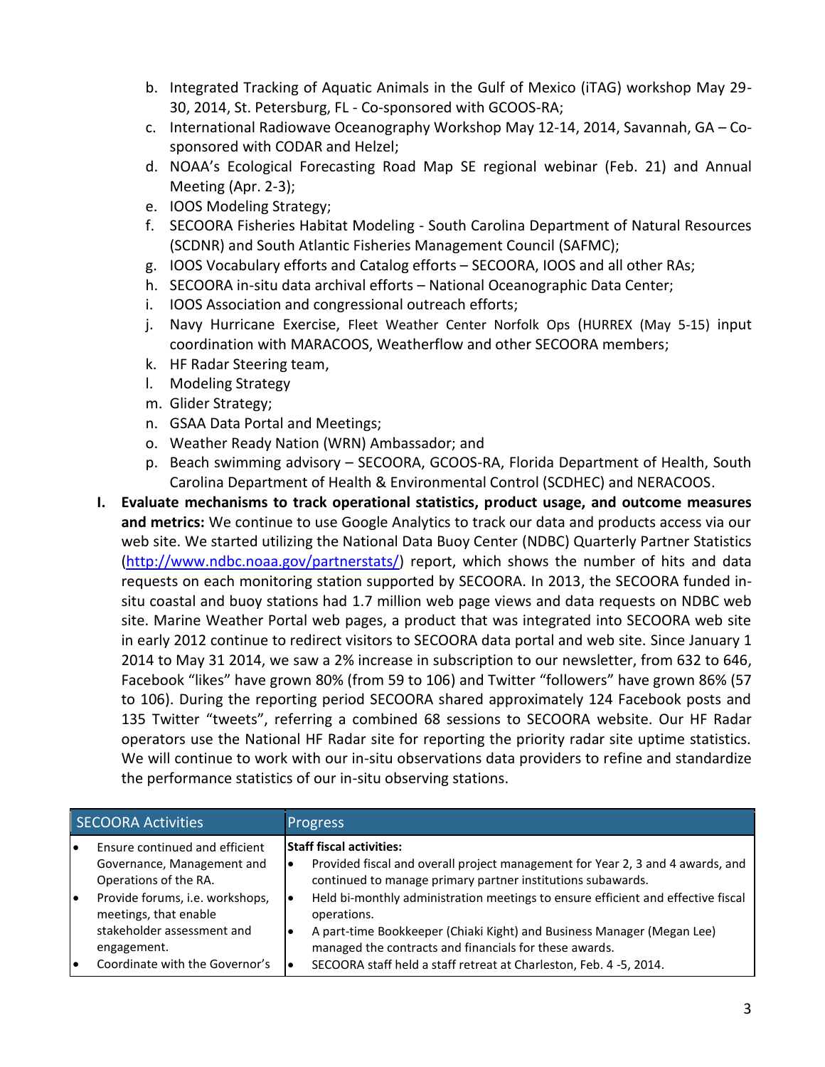b. Integrated Tracking of Aquatic Animals in the Gulf of Mexico (iTAG) workshop May 29-30, 2014, St. Petersburg, FL - Co-sponsored with GCOOS-RA;
c. International Radiowave Oceanography Workshop May 12-14, 2014, Savannah, GA – Co-sponsored with CODAR and Helzel;
d. NOAA's Ecological Forecasting Road Map SE regional webinar (Feb. 21) and Annual Meeting (Apr. 2-3);
e. IOOS Modeling Strategy;
f. SECOORA Fisheries Habitat Modeling - South Carolina Department of Natural Resources (SCDNR) and South Atlantic Fisheries Management Council (SAFMC);
g. IOOS Vocabulary efforts and Catalog efforts – SECOORA, IOOS and all other RAs;
h. SECOORA in-situ data archival efforts – National Oceanographic Data Center;
i. IOOS Association and congressional outreach efforts;
j. Navy Hurricane Exercise, Fleet Weather Center Norfolk Ops (HURREX (May 5-15) input coordination with MARACOOS, Weatherflow and other SECOORA members;
k. HF Radar Steering team,
l. Modeling Strategy
m. Glider Strategy;
n. GSAA Data Portal and Meetings;
o. Weather Ready Nation (WRN) Ambassador; and
p. Beach swimming advisory – SECOORA, GCOOS-RA, Florida Department of Health, South Carolina Department of Health & Environmental Control (SCDHEC) and NERACOOS.

**I. Evaluate mechanisms to track operational statistics, product usage, and outcome measures and metrics:** We continue to use Google Analytics to track our data and products access via our web site. We started utilizing the National Data Buoy Center (NDBC) Quarterly Partner Statistics (http://www.ndbc.noaa.gov/partnerstats/) report, which shows the number of hits and data requests on each monitoring station supported by SECOORA. In 2013, the SECOORA funded in-situ coastal and buoy stations had 1.7 million web page views and data requests on NDBC web site. Marine Weather Portal web pages, a product that was integrated into SECOORA web site in early 2012 continue to redirect visitors to SECOORA data portal and web site. Since January 1 2014 to May 31 2014, we saw a 2% increase in subscription to our newsletter, from 632 to 646, Facebook "likes" have grown 80% (from 59 to 106) and Twitter "followers" have grown 86% (57 to 106). During the reporting period SECOORA shared approximately 124 Facebook posts and 135 Twitter "tweets", referring a combined 68 sessions to SECOORA website. Our HF Radar operators use the National HF Radar site for reporting the priority radar site uptime statistics. We will continue to work with our in-situ observations data providers to refine and standardize the performance statistics of our in-situ observing stations.

| SECOORA Activities | Progress |
|---|---|
| • Ensure continued and efficient Governance, Management and Operations of the RA.<br>• Provide forums, i.e. workshops, meetings, that enable stakeholder assessment and engagement.<br>• Coordinate with the Governor's | **Staff fiscal activities:**<br>• Provided fiscal and overall project management for Year 2, 3 and 4 awards, and continued to manage primary partner institutions subawards.<br>• Held bi-monthly administration meetings to ensure efficient and effective fiscal operations.<br>• A part-time Bookkeeper (Chiaki Kight) and Business Manager (Megan Lee) managed the contracts and financials for these awards.<br>• SECOORA staff held a staff retreat at Charleston, Feb. 4 -5, 2014. |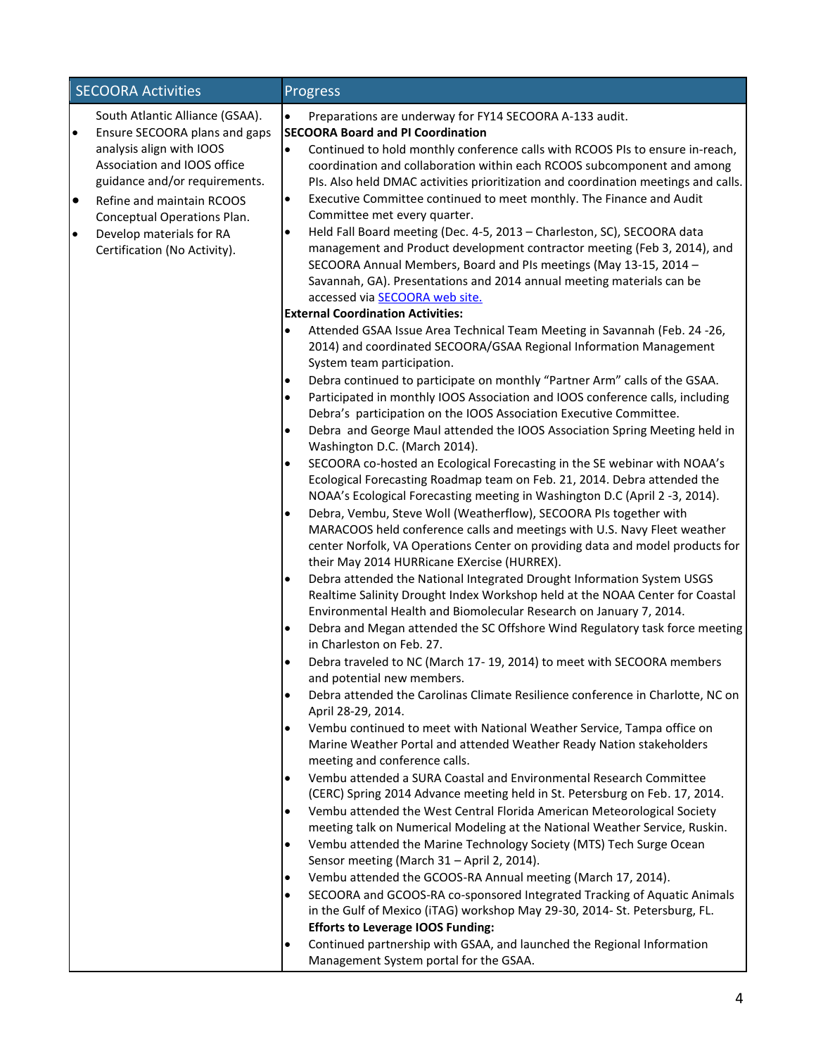| SECOORA Activities | Progress |
| --- | --- |
| South Atlantic Alliance (GSAA).<br>• Ensure SECOORA plans and gaps analysis align with IOOS Association and IOOS office guidance and/or requirements.<br>• Refine and maintain RCOOS Conceptual Operations Plan.<br>• Develop materials for RA Certification (No Activity). | • Preparations are underway for FY14 SECOORA A-133 audit.<br>**SECOORA Board and PI Coordination**<br>• Continued to hold monthly conference calls with RCOOS PIs to ensure in-reach, coordination and collaboration within each RCOOS subcomponent and among PIs. Also held DMAC activities prioritization and coordination meetings and calls.<br>• Executive Committee continued to meet monthly. The Finance and Audit Committee met every quarter.<br>• Held Fall Board meeting (Dec. 4-5, 2013 – Charleston, SC), SECOORA data management and Product development contractor meeting (Feb 3, 2014), and SECOORA Annual Members, Board and PIs meetings (May 13-15, 2014 – Savannah, GA). Presentations and 2014 annual meeting materials can be accessed via SECOORA web site.<br>**External Coordination Activities:**<br>• Attended GSAA Issue Area Technical Team Meeting in Savannah (Feb. 24 -26, 2014) and coordinated SECOORA/GSAA Regional Information Management System team participation.<br>• Debra continued to participate on monthly "Partner Arm" calls of the GSAA.<br>• Participated in monthly IOOS Association and IOOS conference calls, including Debra's participation on the IOOS Association Executive Committee.<br>• Debra and George Maul attended the IOOS Association Spring Meeting held in Washington D.C. (March 2014).<br>• SECOORA co-hosted an Ecological Forecasting in the SE webinar with NOAA's Ecological Forecasting Roadmap team on Feb. 21, 2014. Debra attended the NOAA's Ecological Forecasting meeting in Washington D.C (April 2 -3, 2014).<br>• Debra, Vembu, Steve Woll (Weatherflow), SECOORA PIs together with MARACOOS held conference calls and meetings with U.S. Navy Fleet weather center Norfolk, VA Operations Center on providing data and model products for their May 2014 HURRicane EXercise (HURREX).<br>• Debra attended the National Integrated Drought Information System USGS Realtime Salinity Drought Index Workshop held at the NOAA Center for Coastal Environmental Health and Biomolecular Research on January 7, 2014.<br>• Debra and Megan attended the SC Offshore Wind Regulatory task force meeting in Charleston on Feb. 27.<br>• Debra traveled to NC (March 17- 19, 2014) to meet with SECOORA members and potential new members.<br>• Debra attended the Carolinas Climate Resilience conference in Charlotte, NC on April 28-29, 2014.<br>• Vembu continued to meet with National Weather Service, Tampa office on Marine Weather Portal and attended Weather Ready Nation stakeholders meeting and conference calls.<br>• Vembu attended a SURA Coastal and Environmental Research Committee (CERC) Spring 2014 Advance meeting held in St. Petersburg on Feb. 17, 2014.<br>• Vembu attended the West Central Florida American Meteorological Society meeting talk on Numerical Modeling at the National Weather Service, Ruskin.<br>• Vembu attended the Marine Technology Society (MTS) Tech Surge Ocean Sensor meeting (March 31 – April 2, 2014).<br>• Vembu attended the GCOOS-RA Annual meeting (March 17, 2014).<br>• SECOORA and GCOOS-RA co-sponsored Integrated Tracking of Aquatic Animals in the Gulf of Mexico (iTAG) workshop May 29-30, 2014- St. Petersburg, FL.<br>**Efforts to Leverage IOOS Funding:**<br>• Continued partnership with GSAA, and launched the Regional Information Management System portal for the GSAA. |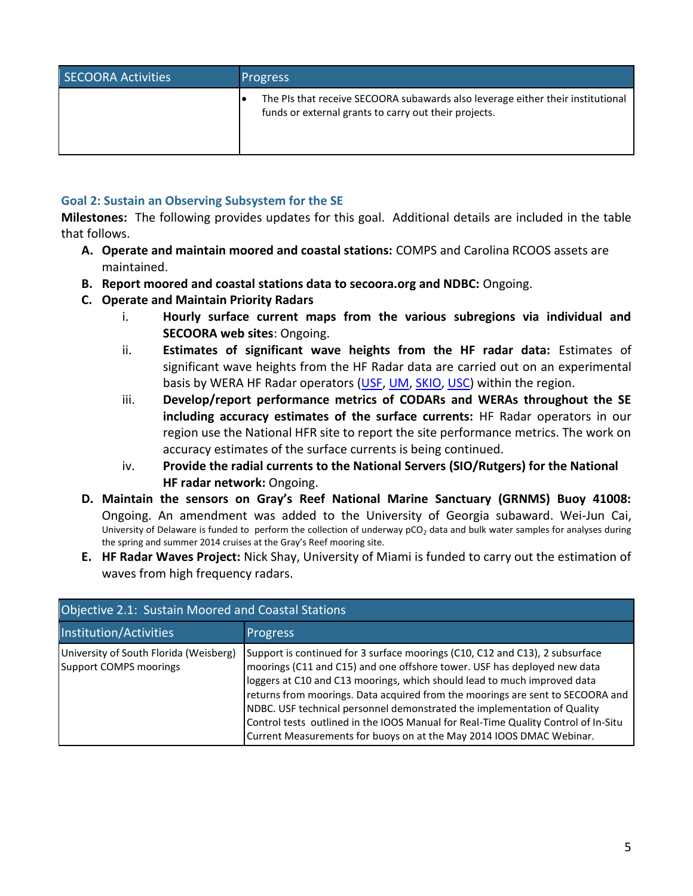| SECOORA Activities | Progress |
|---|---|
| | • The PIs that receive SECOORA subawards also leverage either their institutional funds or external grants to carry out their projects. |

### Goal 2: Sustain an Observing Subsystem for the SE

**Milestones:** The following provides updates for this goal. Additional details are included in the table that follows.

A. **Operate and maintain moored and coastal stations:** COMPS and Carolina RCOOS assets are maintained.
B. **Report moored and coastal stations data to secoora.org and NDBC:** Ongoing.
C. **Operate and Maintain Priority Radars**
   i. **Hourly surface current maps from the various subregions via individual and SECOORA web sites**: Ongoing.
   ii. **Estimates of significant wave heights from the HF radar data:** Estimates of significant wave heights from the HF Radar data are carried out on an experimental basis by WERA HF Radar operators (USF, UM, SKIO, USC) within the region.
   iii. **Develop/report performance metrics of CODARs and WERAs throughout the SE including accuracy estimates of the surface currents:** HF Radar operators in our region use the National HFR site to report the site performance metrics. The work on accuracy estimates of the surface currents is being continued.
   iv. **Provide the radial currents to the National Servers (SIO/Rutgers) for the National HF radar network:** Ongoing.
D. **Maintain the sensors on Gray's Reef National Marine Sanctuary (GRNMS) Buoy 41008:** Ongoing. An amendment was added to the University of Georgia subaward. Wei-Jun Cai, University of Delaware is funded to perform the collection of underway $pCO_2$ data and bulk water samples for analyses during the spring and summer 2014 cruises at the Gray's Reef mooring site.
E. **HF Radar Waves Project:** Nick Shay, University of Miami is funded to carry out the estimation of waves from high frequency radars.

| Objective 2.1: Sustain Moored and Coastal Stations | |
|---|---|
| **Institution/Activities** | **Progress** |
| University of South Florida (Weisberg) Support COMPS moorings | Support is continued for 3 surface moorings (C10, C12 and C13), 2 subsurface moorings (C11 and C15) and one offshore tower. USF has deployed new data loggers at C10 and C13 moorings, which should lead to much improved data returns from moorings. Data acquired from the moorings are sent to SECOORA and NDBC. USF technical personnel demonstrated the implementation of Quality Control tests outlined in the IOOS Manual for Real-Time Quality Control of In-Situ Current Measurements for buoys on at the May 2014 IOOS DMAC Webinar. |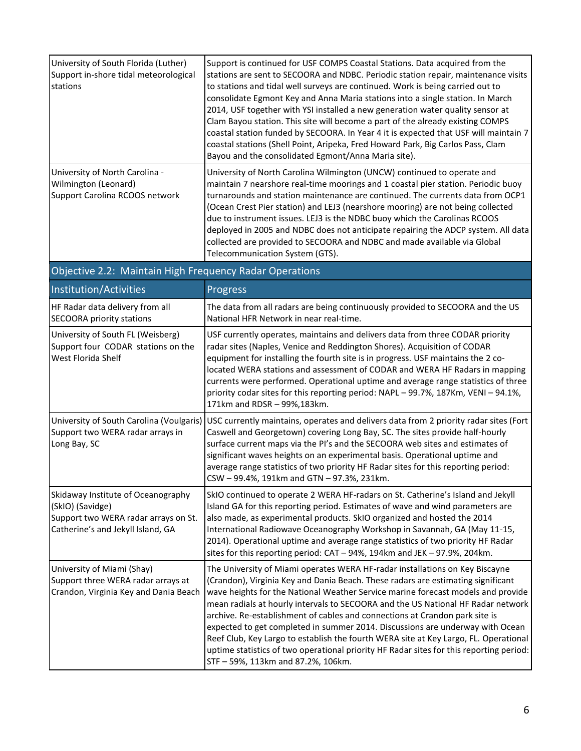| | |
|---|---|
| University of South Florida (Luther)<br>Support in-shore tidal meteorological stations | Support is continued for USF COMPS Coastal Stations. Data acquired from the stations are sent to SECOORA and NDBC. Periodic station repair, maintenance visits to stations and tidal well surveys are continued. Work is being carried out to consolidate Egmont Key and Anna Maria stations into a single station. In March 2014, USF together with YSI installed a new generation water quality sensor at Clam Bayou station. This site will become a part of the already existing COMPS coastal station funded by SECOORA. In Year 4 it is expected that USF will maintain 7 coastal stations (Shell Point, Aripeka, Fred Howard Park, Big Carlos Pass, Clam Bayou and the consolidated Egmont/Anna Maria site). |
| University of North Carolina - Wilmington (Leonard)<br>Support Carolina RCOOS network | University of North Carolina Wilmington (UNCW) continued to operate and maintain 7 nearshore real-time moorings and 1 coastal pier station. Periodic buoy turnarounds and station maintenance are continued. The currents data from OCP1 (Ocean Crest Pier station) and LEJ3 (nearshore mooring) are not being collected due to instrument issues. LEJ3 is the NDBC buoy which the Carolinas RCOOS deployed in 2005 and NDBC does not anticipate repairing the ADCP system. All data collected are provided to SECOORA and NDBC and made available via Global Telecommunication System (GTS). |

## Objective 2.2: Maintain High Frequency Radar Operations

| Institution/Activities | Progress |
|---|---|
| HF Radar data delivery from all SECOORA priority stations | The data from all radars are being continuously provided to SECOORA and the US National HFR Network in near real-time. |
| University of South FL (Weisberg)<br>Support four CODAR stations on the West Florida Shelf | USF currently operates, maintains and delivers data from three CODAR priority radar sites (Naples, Venice and Reddington Shores). Acquisition of CODAR equipment for installing the fourth site is in progress. USF maintains the 2 co-located WERA stations and assessment of CODAR and WERA HF Radars in mapping currents were performed. Operational uptime and average range statistics of three priority codar sites for this reporting period: NAPL – 99.7%, 187Km, VENI – 94.1%, 171km and RDSR – 99%,183km. |
| University of South Carolina (Voulgaris)<br>Support two WERA radar arrays in Long Bay, SC | USC currently maintains, operates and delivers data from 2 priority radar sites (Fort Caswell and Georgetown) covering Long Bay, SC. The sites provide half-hourly surface current maps via the PI's and the SECOORA web sites and estimates of significant waves heights on an experimental basis. Operational uptime and average range statistics of two priority HF Radar sites for this reporting period: CSW – 99.4%, 191km and GTN – 97.3%, 231km. |
| Skidaway Institute of Oceanography (SkIO) (Savidge)<br>Support two WERA radar arrays on St. Catherine's and Jekyll Island, GA | SkIO continued to operate 2 WERA HF-radars on St. Catherine's Island and Jekyll Island GA for this reporting period. Estimates of wave and wind parameters are also made, as experimental products. SkIO organized and hosted the 2014 International Radiowave Oceanography Workshop in Savannah, GA (May 11-15, 2014). Operational uptime and average range statistics of two priority HF Radar sites for this reporting period: CAT – 94%, 194km and JEK – 97.9%, 204km. |
| University of Miami (Shay)<br>Support three WERA radar arrays at Crandon, Virginia Key and Dania Beach | The University of Miami operates WERA HF-radar installations on Key Biscayne (Crandon), Virginia Key and Dania Beach. These radars are estimating significant wave heights for the National Weather Service marine forecast models and provide mean radials at hourly intervals to SECOORA and the US National HF Radar network archive. Re-establishment of cables and connections at Crandon park site is expected to get completed in summer 2014. Discussions are underway with Ocean Reef Club, Key Largo to establish the fourth WERA site at Key Largo, FL. Operational uptime statistics of two operational priority HF Radar sites for this reporting period: STF – 59%, 113km and 87.2%, 106km. |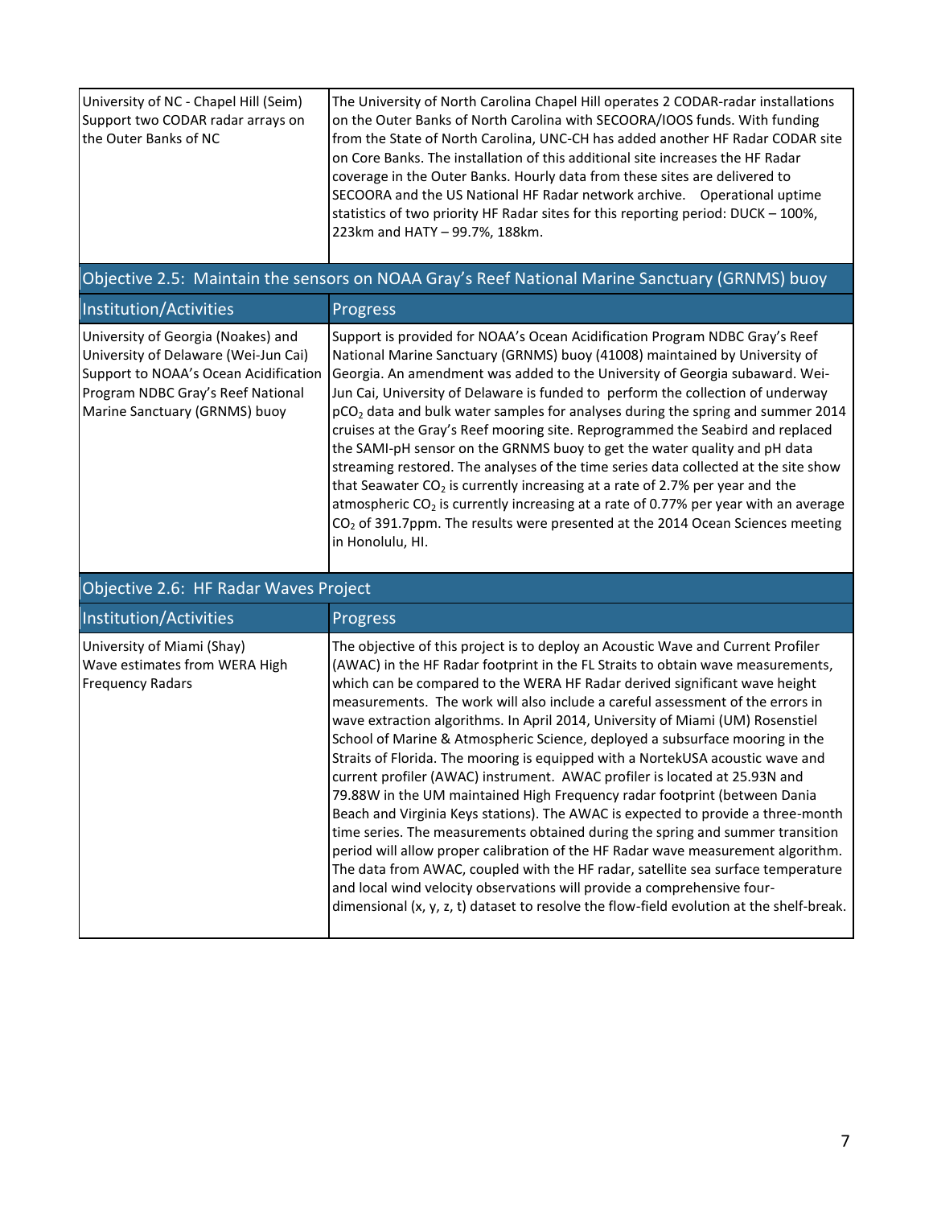| | |
|---|---|
| University of NC - Chapel Hill (Seim) Support two CODAR radar arrays on the Outer Banks of NC | The University of North Carolina Chapel Hill operates 2 CODAR-radar installations on the Outer Banks of North Carolina with SECOORA/IOOS funds. With funding from the State of North Carolina, UNC-CH has added another HF Radar CODAR site on Core Banks. The installation of this additional site increases the HF Radar coverage in the Outer Banks. Hourly data from these sites are delivered to SECOORA and the US National HF Radar network archive. Operational uptime statistics of two priority HF Radar sites for this reporting period: DUCK – 100%, 223km and HATY – 99.7%, 188km. |

## Objective 2.5: Maintain the sensors on NOAA Gray's Reef National Marine Sanctuary (GRNMS) buoy

| Institution/Activities | Progress |
|---|---|
| University of Georgia (Noakes) and University of Delaware (Wei-Jun Cai) Support to NOAA's Ocean Acidification Program NDBC Gray's Reef National Marine Sanctuary (GRNMS) buoy | Support is provided for NOAA's Ocean Acidification Program NDBC Gray's Reef National Marine Sanctuary (GRNMS) buoy (41008) maintained by University of Georgia. An amendment was added to the University of Georgia subaward. Wei-Jun Cai, University of Delaware is funded to perform the collection of underway $pCO_2$ data and bulk water samples for analyses during the spring and summer 2014 cruises at the Gray's Reef mooring site. Reprogrammed the Seabird and replaced the SAMI-pH sensor on the GRNMS buoy to get the water quality and pH data streaming restored. The analyses of the time series data collected at the site show that Seawater $CO_2$ is currently increasing at a rate of 2.7% per year and the atmospheric $CO_2$ is currently increasing at a rate of 0.77% per year with an average $CO_2$ of 391.7ppm. The results were presented at the 2014 Ocean Sciences meeting in Honolulu, HI. |

## Objective 2.6: HF Radar Waves Project

| Institution/Activities | Progress |
|---|---|
| University of Miami (Shay) Wave estimates from WERA High Frequency Radars | The objective of this project is to deploy an Acoustic Wave and Current Profiler (AWAC) in the HF Radar footprint in the FL Straits to obtain wave measurements, which can be compared to the WERA HF Radar derived significant wave height measurements. The work will also include a careful assessment of the errors in wave extraction algorithms. In April 2014, University of Miami (UM) Rosenstiel School of Marine & Atmospheric Science, deployed a subsurface mooring in the Straits of Florida. The mooring is equipped with a NortekUSA acoustic wave and current profiler (AWAC) instrument. AWAC profiler is located at 25.93N and 79.88W in the UM maintained High Frequency radar footprint (between Dania Beach and Virginia Keys stations). The AWAC is expected to provide a three-month time series. The measurements obtained during the spring and summer transition period will allow proper calibration of the HF Radar wave measurement algorithm. The data from AWAC, coupled with the HF radar, satellite sea surface temperature and local wind velocity observations will provide a comprehensive four-dimensional (x, y, z, t) dataset to resolve the flow-field evolution at the shelf-break. |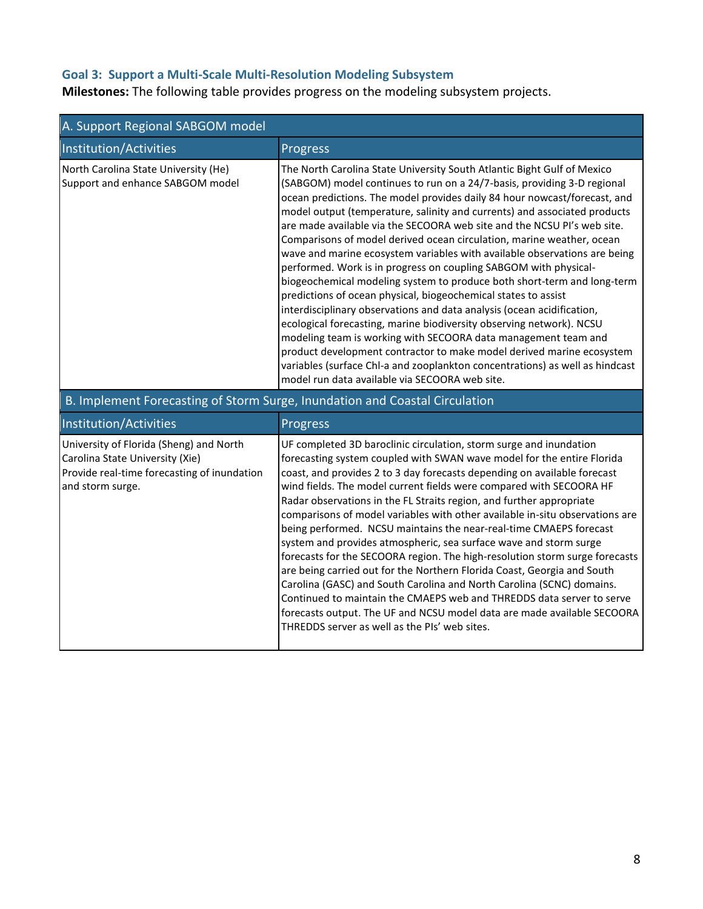### Goal 3: Support a Multi-Scale Multi-Resolution Modeling Subsystem

**Milestones:** The following table provides progress on the modeling subsystem projects.

| A. Support Regional SABGOM model | |
|---|---|
| Institution/Activities | Progress |
| North Carolina State University (He)<br>Support and enhance SABGOM model | The North Carolina State University South Atlantic Bight Gulf of Mexico (SABGOM) model continues to run on a 24/7-basis, providing 3-D regional ocean predictions. The model provides daily 84 hour nowcast/forecast, and model output (temperature, salinity and currents) and associated products are made available via the SECOORA web site and the NCSU PI's web site. Comparisons of model derived ocean circulation, marine weather, ocean wave and marine ecosystem variables with available observations are being performed. Work is in progress on coupling SABGOM with physical-biogeochemical modeling system to produce both short-term and long-term predictions of ocean physical, biogeochemical states to assist interdisciplinary observations and data analysis (ocean acidification, ecological forecasting, marine biodiversity observing network). NCSU modeling team is working with SECOORA data management team and product development contractor to make model derived marine ecosystem variables (surface Chl-a and zooplankton concentrations) as well as hindcast model run data available via SECOORA web site. |
| **B. Implement Forecasting of Storm Surge, Inundation and Coastal Circulation** | |
| Institution/Activities | Progress |
| University of Florida (Sheng) and North Carolina State University (Xie)<br>Provide real-time forecasting of inundation and storm surge. | UF completed 3D baroclinic circulation, storm surge and inundation forecasting system coupled with SWAN wave model for the entire Florida coast, and provides 2 to 3 day forecasts depending on available forecast wind fields. The model current fields were compared with SECOORA HF Radar observations in the FL Straits region, and further appropriate comparisons of model variables with other available in-situ observations are being performed. NCSU maintains the near-real-time CMAEPS forecast system and provides atmospheric, sea surface wave and storm surge forecasts for the SECOORA region. The high-resolution storm surge forecasts are being carried out for the Northern Florida Coast, Georgia and South Carolina (GASC) and South Carolina and North Carolina (SCNC) domains. Continued to maintain the CMAEPS web and THREDDS data server to serve forecasts output. The UF and NCSU model data are made available SECOORA THREDDS server as well as the PIs' web sites. |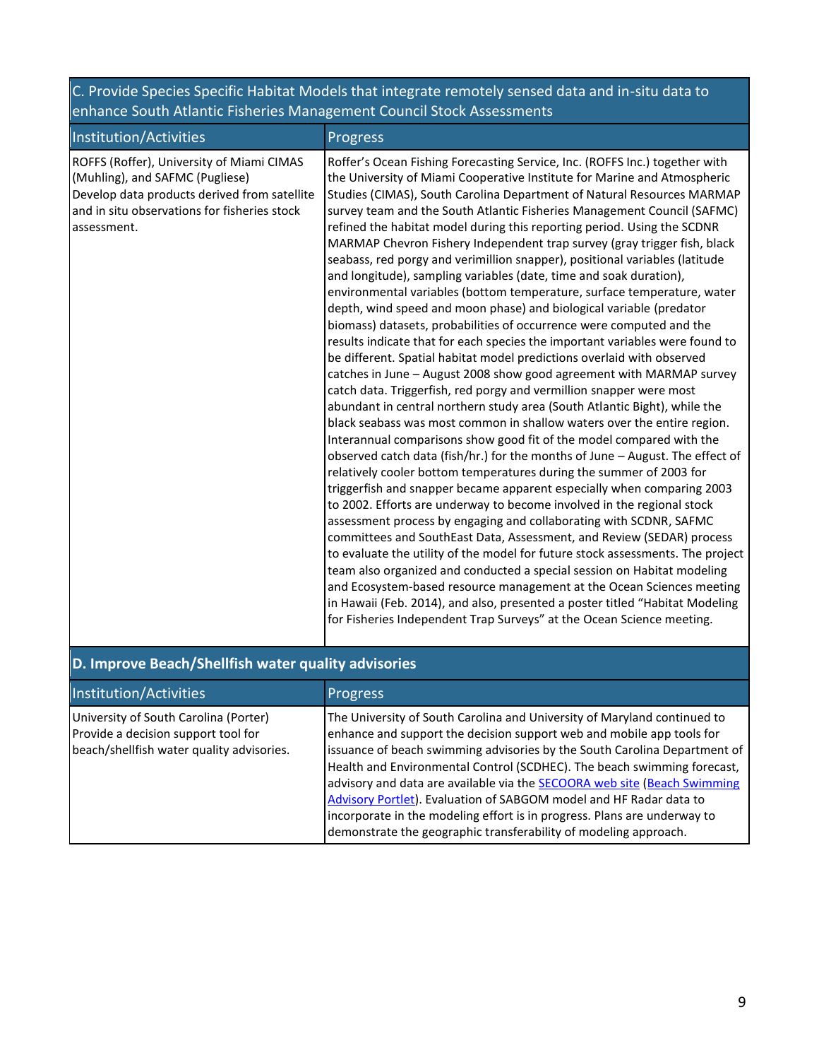## C. Provide Species Specific Habitat Models that integrate remotely sensed data and in-situ data to enhance South Atlantic Fisheries Management Council Stock Assessments

| Institution/Activities | Progress |
| --- | --- |
| ROFFS (Roffer), University of Miami CIMAS (Muhling), and SAFMC (Pugliese) Develop data products derived from satellite and in situ observations for fisheries stock assessment. | Roffer's Ocean Fishing Forecasting Service, Inc. (ROFFS Inc.) together with the University of Miami Cooperative Institute for Marine and Atmospheric Studies (CIMAS), South Carolina Department of Natural Resources MARMAP survey team and the South Atlantic Fisheries Management Council (SAFMC) refined the habitat model during this reporting period. Using the SCDNR MARMAP Chevron Fishery Independent trap survey (gray trigger fish, black seabass, red porgy and verimillion snapper), positional variables (latitude and longitude), sampling variables (date, time and soak duration), environmental variables (bottom temperature, surface temperature, water depth, wind speed and moon phase) and biological variable (predator biomass) datasets, probabilities of occurrence were computed and the results indicate that for each species the important variables were found to be different. Spatial habitat model predictions overlaid with observed catches in June – August 2008 show good agreement with MARMAP survey catch data. Triggerfish, red porgy and vermillion snapper were most abundant in central northern study area (South Atlantic Bight), while the black seabass was most common in shallow waters over the entire region. Interannual comparisons show good fit of the model compared with the observed catch data (fish/hr.) for the months of June – August. The effect of relatively cooler bottom temperatures during the summer of 2003 for triggerfish and snapper became apparent especially when comparing 2003 to 2002. Efforts are underway to become involved in the regional stock assessment process by engaging and collaborating with SCDNR, SAFMC committees and SouthEast Data, Assessment, and Review (SEDAR) process to evaluate the utility of the model for future stock assessments. The project team also organized and conducted a special session on Habitat modeling and Ecosystem-based resource management at the Ocean Sciences meeting in Hawaii (Feb. 2014), and also, presented a poster titled "Habitat Modeling for Fisheries Independent Trap Surveys" at the Ocean Science meeting. |

## D. Improve Beach/Shellfish water quality advisories

| Institution/Activities | Progress |
| --- | --- |
| University of South Carolina (Porter) Provide a decision support tool for beach/shellfish water quality advisories. | The University of South Carolina and University of Maryland continued to enhance and support the decision support web and mobile app tools for issuance of beach swimming advisories by the South Carolina Department of Health and Environmental Control (SCDHEC). The beach swimming forecast, advisory and data are available via the SECOORA web site (Beach Swimming Advisory Portlet). Evaluation of SABGOM model and HF Radar data to incorporate in the modeling effort is in progress. Plans are underway to demonstrate the geographic transferability of modeling approach. |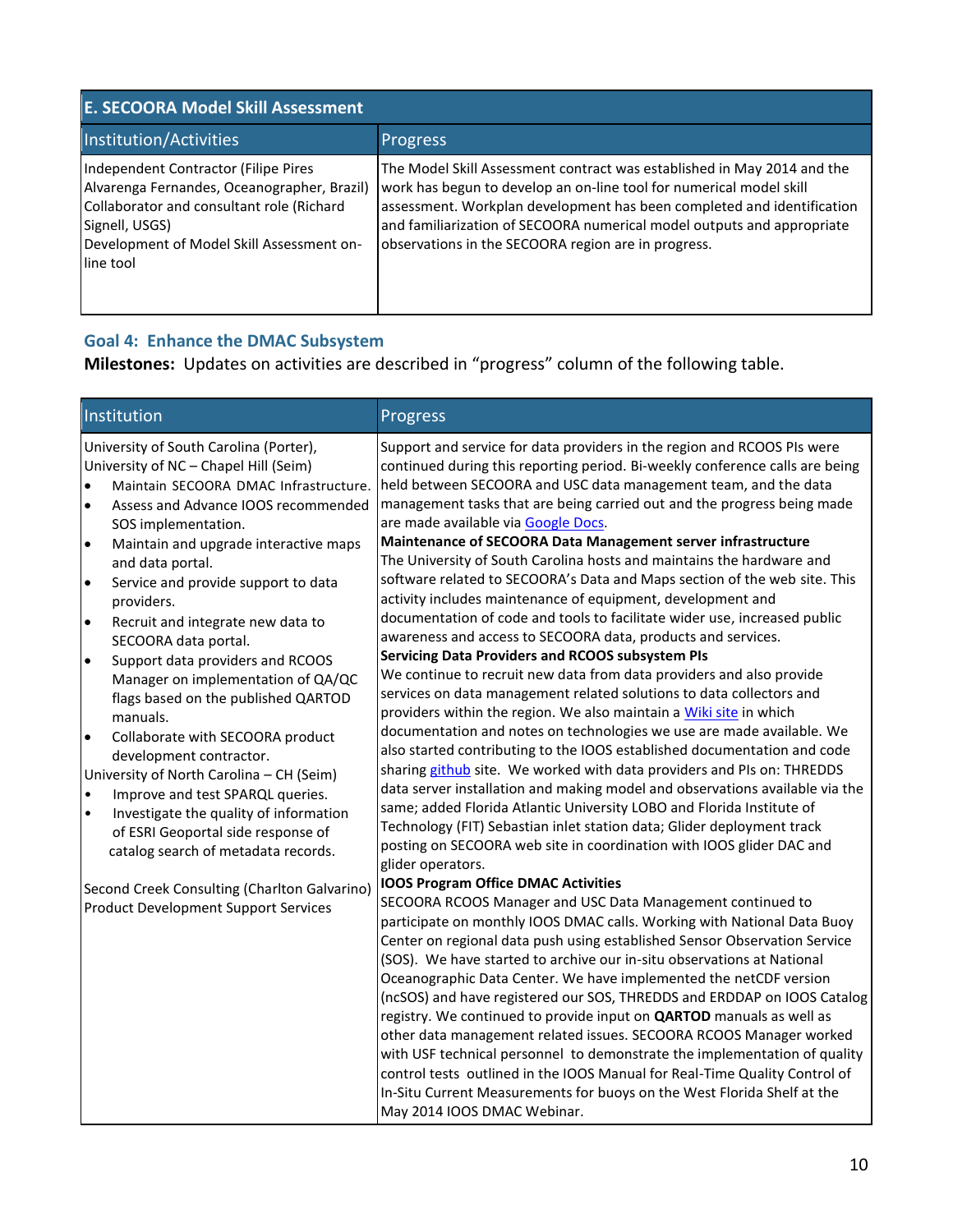| E. SECOORA Model Skill Assessment | |
|---|---|
| Institution/Activities | Progress |
| Independent Contractor (Filipe Pires Alvarenga Fernandes, Oceanographer, Brazil)<br>Collaborator and consultant role (Richard Signell, USGS)<br>Development of Model Skill Assessment on-line tool | The Model Skill Assessment contract was established in May 2014 and the work has begun to develop an on-line tool for numerical model skill assessment. Workplan development has been completed and identification and familiarization of SECOORA numerical model outputs and appropriate observations in the SECOORA region are in progress. |

### Goal 4: Enhance the DMAC Subsystem

**Milestones:** Updates on activities are described in "progress" column of the following table.

| Institution | Progress |
|---|---|
| University of South Carolina (Porter), University of NC – Chapel Hill (Seim)<br>• Maintain SECOORA DMAC Infrastructure.<br>• Assess and Advance IOOS recommended SOS implementation.<br>• Maintain and upgrade interactive maps and data portal.<br>• Service and provide support to data providers.<br>• Recruit and integrate new data to SECOORA data portal.<br>• Support data providers and RCOOS Manager on implementation of QA/QC flags based on the published QARTOD manuals.<br>• Collaborate with SECOORA product development contractor.<br>University of North Carolina – CH (Seim)<br>• Improve and test SPARQL queries.<br>• Investigate the quality of information of ESRI Geoportal side response of catalog search of metadata records.<br><br>Second Creek Consulting (Charlton Galvarino)<br>Product Development Support Services | Support and service for data providers in the region and RCOOS PIs were continued during this reporting period. Bi-weekly conference calls are being held between SECOORA and USC data management team, and the data management tasks that are being carried out and the progress being made are made available via Google Docs.<br>**Maintenance of SECOORA Data Management server infrastructure**<br>The University of South Carolina hosts and maintains the hardware and software related to SECOORA's Data and Maps section of the web site. This activity includes maintenance of equipment, development and documentation of code and tools to facilitate wider use, increased public awareness and access to SECOORA data, products and services.<br>**Servicing Data Providers and RCOOS subsystem PIs**<br>We continue to recruit new data from data providers and also provide services on data management related solutions to data collectors and providers within the region. We also maintain a Wiki site in which documentation and notes on technologies we use are made available. We also started contributing to the IOOS established documentation and code sharing github site. We worked with data providers and PIs on: THREDDS data server installation and making model and observations available via the same; added Florida Atlantic University LOBO and Florida Institute of Technology (FIT) Sebastian inlet station data; Glider deployment track posting on SECOORA web site in coordination with IOOS glider DAC and glider operators.<br>**IOOS Program Office DMAC Activities**<br>SECOORA RCOOS Manager and USC Data Management continued to participate on monthly IOOS DMAC calls. Working with National Data Buoy Center on regional data push using established Sensor Observation Service (SOS). We have started to archive our in-situ observations at National Oceanographic Data Center. We have implemented the netCDF version (ncSOS) and have registered our SOS, THREDDS and ERDDAP on IOOS Catalog registry. We continued to provide input on **QARTOD** manuals as well as other data management related issues. SECOORA RCOOS Manager worked with USF technical personnel to demonstrate the implementation of quality control tests outlined in the IOOS Manual for Real-Time Quality Control of In-Situ Current Measurements for buoys on the West Florida Shelf at the May 2014 IOOS DMAC Webinar. |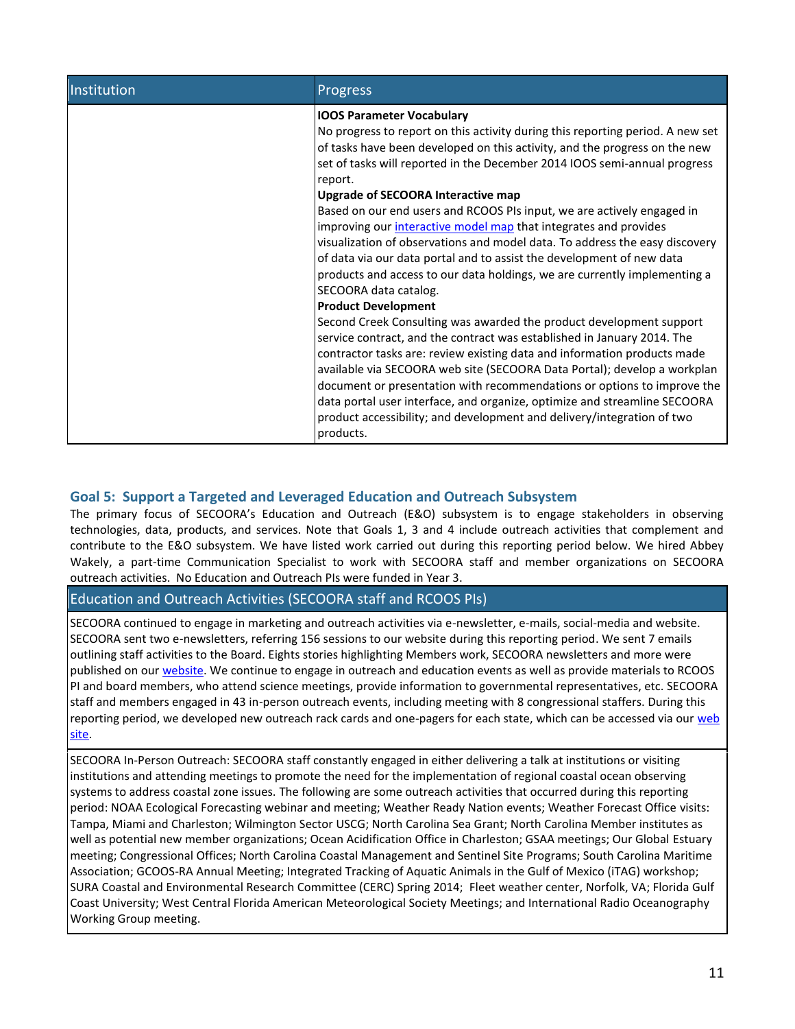| Institution | Progress |
| --- | --- |
| | **IOOS Parameter Vocabulary**<br>No progress to report on this activity during this reporting period. A new set of tasks have been developed on this activity, and the progress on the new set of tasks will reported in the December 2014 IOOS semi-annual progress report.<br>**Upgrade of SECOORA Interactive map**<br>Based on our end users and RCOOS PIs input, we are actively engaged in improving our interactive model map that integrates and provides visualization of observations and model data. To address the easy discovery of data via our data portal and to assist the development of new data products and access to our data holdings, we are currently implementing a SECOORA data catalog.<br>**Product Development**<br>Second Creek Consulting was awarded the product development support service contract, and the contract was established in January 2014. The contractor tasks are: review existing data and information products made available via SECOORA web site (SECOORA Data Portal); develop a workplan document or presentation with recommendations or options to improve the data portal user interface, and organize, optimize and streamline SECOORA product accessibility; and development and delivery/integration of two products. |

## Goal 5: Support a Targeted and Leveraged Education and Outreach Subsystem

The primary focus of SECOORA's Education and Outreach (E&O) subsystem is to engage stakeholders in observing technologies, data, products, and services. Note that Goals 1, 3 and 4 include outreach activities that complement and contribute to the E&O subsystem. We have listed work carried out during this reporting period below. We hired Abbey Wakely, a part-time Communication Specialist to work with SECOORA staff and member organizations on SECOORA outreach activities. No Education and Outreach PIs were funded in Year 3.

| Education and Outreach Activities (SECOORA staff and RCOOS PIs) |
| --- |
| SECOORA continued to engage in marketing and outreach activities via e-newsletter, e-mails, social-media and website. SECOORA sent two e-newsletters, referring 156 sessions to our website during this reporting period. We sent 7 emails outlining staff activities to the Board. Eights stories highlighting Members work, SECOORA newsletters and more were published on our website. We continue to engage in outreach and education events as well as provide materials to RCOOS PI and board members, who attend science meetings, provide information to governmental representatives, etc. SECOORA staff and members engaged in 43 in-person outreach events, including meeting with 8 congressional staffers. During this reporting period, we developed new outreach rack cards and one-pagers for each state, which can be accessed via our web site. |
| SECOORA In-Person Outreach: SECOORA staff constantly engaged in either delivering a talk at institutions or visiting institutions and attending meetings to promote the need for the implementation of regional coastal ocean observing systems to address coastal zone issues. The following are some outreach activities that occurred during this reporting period: NOAA Ecological Forecasting webinar and meeting; Weather Ready Nation events; Weather Forecast Office visits: Tampa, Miami and Charleston; Wilmington Sector USCG; North Carolina Sea Grant; North Carolina Member institutes as well as potential new member organizations; Ocean Acidification Office in Charleston; GSAA meetings; Our Global Estuary meeting; Congressional Offices; North Carolina Coastal Management and Sentinel Site Programs; South Carolina Maritime Association; GCOOS-RA Annual Meeting; Integrated Tracking of Aquatic Animals in the Gulf of Mexico (iTAG) workshop; SURA Coastal and Environmental Research Committee (CERC) Spring 2014; Fleet weather center, Norfolk, VA; Florida Gulf Coast University; West Central Florida American Meteorological Society Meetings; and International Radio Oceanography Working Group meeting. |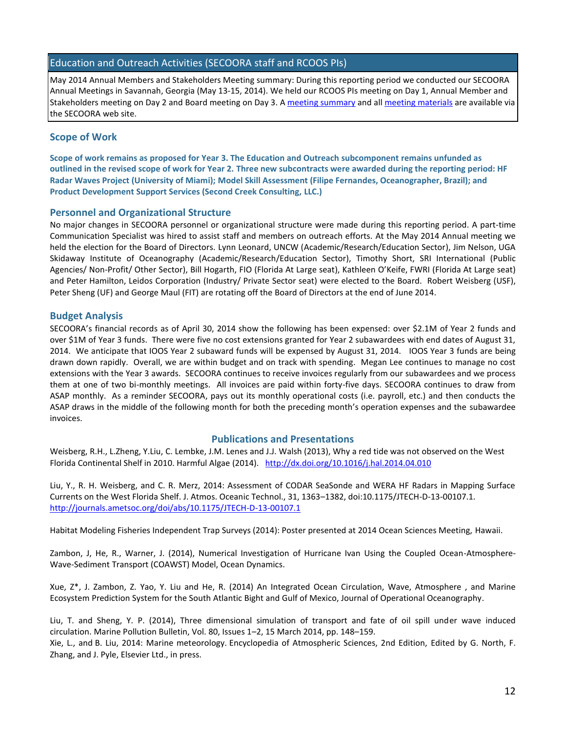## Education and Outreach Activities (SECOORA staff and RCOOS PIs)

May 2014 Annual Members and Stakeholders Meeting summary: During this reporting period we conducted our SECOORA Annual Meetings in Savannah, Georgia (May 13-15, 2014). We held our RCOOS PIs meeting on Day 1, Annual Member and Stakeholders meeting on Day 2 and Board meeting on Day 3. A meeting summary and all meeting materials are available via the SECOORA web site.

## Scope of Work

**Scope of work remains as proposed for Year 3. The Education and Outreach subcomponent remains unfunded as outlined in the revised scope of work for Year 2. Three new subcontracts were awarded during the reporting period: HF Radar Waves Project (University of Miami); Model Skill Assessment (Filipe Fernandes, Oceanographer, Brazil); and Product Development Support Services (Second Creek Consulting, LLC.)**

## Personnel and Organizational Structure

No major changes in SECOORA personnel or organizational structure were made during this reporting period. A part-time Communication Specialist was hired to assist staff and members on outreach efforts. At the May 2014 Annual meeting we held the election for the Board of Directors. Lynn Leonard, UNCW (Academic/Research/Education Sector), Jim Nelson, UGA Skidaway Institute of Oceanography (Academic/Research/Education Sector), Timothy Short, SRI International (Public Agencies/ Non-Profit/ Other Sector), Bill Hogarth, FIO (Florida At Large seat), Kathleen O'Keife, FWRI (Florida At Large seat) and Peter Hamilton, Leidos Corporation (Industry/ Private Sector seat) were elected to the Board. Robert Weisberg (USF), Peter Sheng (UF) and George Maul (FIT) are rotating off the Board of Directors at the end of June 2014.

## Budget Analysis

SECOORA's financial records as of April 30, 2014 show the following has been expensed: over $2.1M of Year 2 funds and over $1M of Year 3 funds. There were five no cost extensions granted for Year 2 subawardees with end dates of August 31, 2014. We anticipate that IOOS Year 2 subaward funds will be expensed by August 31, 2014. IOOS Year 3 funds are being drawn down rapidly. Overall, we are within budget and on track with spending. Megan Lee continues to manage no cost extensions with the Year 3 awards. SECOORA continues to receive invoices regularly from our subawardees and we process them at one of two bi-monthly meetings. All invoices are paid within forty-five days. SECOORA continues to draw from ASAP monthly. As a reminder SECOORA, pays out its monthly operational costs (i.e. payroll, etc.) and then conducts the ASAP draws in the middle of the following month for both the preceding month's operation expenses and the subawardee invoices.

## Publications and Presentations

Weisberg, R.H., L.Zheng, Y.Liu, C. Lembke, J.M. Lenes and J.J. Walsh (2013), Why a red tide was not observed on the West Florida Continental Shelf in 2010. Harmful Algae (2014). http://dx.doi.org/10.1016/j.hal.2014.04.010

Liu, Y., R. H. Weisberg, and C. R. Merz, 2014: Assessment of CODAR SeaSonde and WERA HF Radars in Mapping Surface Currents on the West Florida Shelf. J. Atmos. Oceanic Technol., 31, 1363–1382, doi:10.1175/JTECH-D-13-00107.1. http://journals.ametsoc.org/doi/abs/10.1175/JTECH-D-13-00107.1

Habitat Modeling Fisheries Independent Trap Surveys (2014): Poster presented at 2014 Ocean Sciences Meeting, Hawaii.

Zambon, J, He, R., Warner, J. (2014), Numerical Investigation of Hurricane Ivan Using the Coupled Ocean-Atmosphere-Wave-Sediment Transport (COAWST) Model, Ocean Dynamics.

Xue, Z*, J. Zambon, Z. Yao, Y. Liu and He, R. (2014) An Integrated Ocean Circulation, Wave, Atmosphere , and Marine Ecosystem Prediction System for the South Atlantic Bight and Gulf of Mexico, Journal of Operational Oceanography.

Liu, T. and Sheng, Y. P. (2014), Three dimensional simulation of transport and fate of oil spill under wave induced circulation. Marine Pollution Bulletin, Vol. 80, Issues 1–2, 15 March 2014, pp. 148–159.

Xie, L., and B. Liu, 2014: Marine meteorology. Encyclopedia of Atmospheric Sciences, 2nd Edition, Edited by G. North, F. Zhang, and J. Pyle, Elsevier Ltd., in press.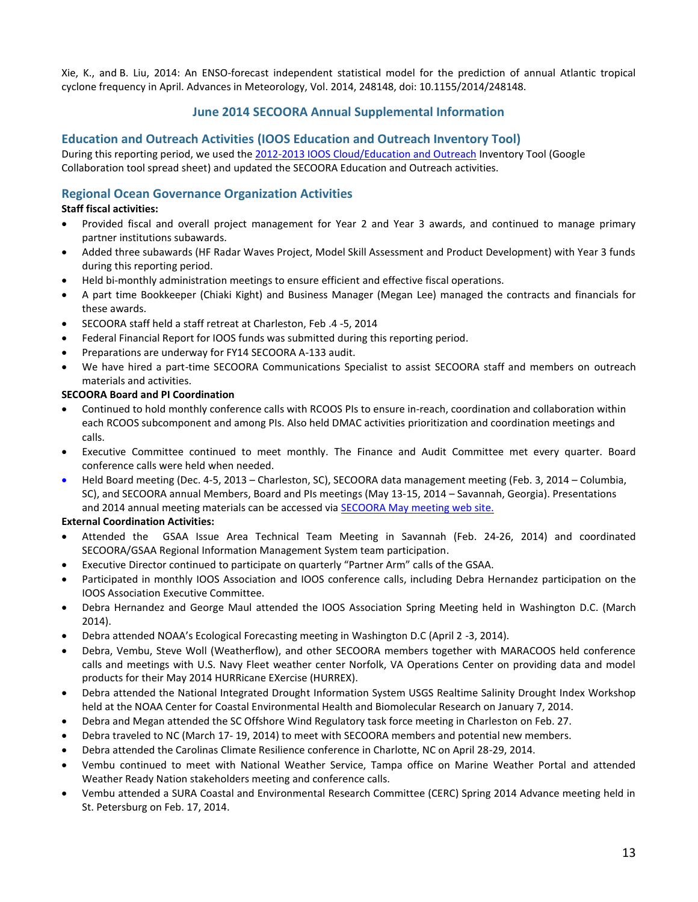Xie, K., and B. Liu, 2014: An ENSO-forecast independent statistical model for the prediction of annual Atlantic tropical cyclone frequency in April. Advances in Meteorology, Vol. 2014, 248148, doi: 10.1155/2014/248148.

## June 2014 SECOORA Annual Supplemental Information

### Education and Outreach Activities (IOOS Education and Outreach Inventory Tool)

During this reporting period, we used the [2012-2013 IOOS Cloud/Education and Outreach]() Inventory Tool (Google Collaboration tool spread sheet) and updated the SECOORA Education and Outreach activities.

### Regional Ocean Governance Organization Activities

**Staff fiscal activities:**

- Provided fiscal and overall project management for Year 2 and Year 3 awards, and continued to manage primary partner institutions subawards.
- Added three subawards (HF Radar Waves Project, Model Skill Assessment and Product Development) with Year 3 funds during this reporting period.
- Held bi-monthly administration meetings to ensure efficient and effective fiscal operations.
- A part time Bookkeeper (Chiaki Kight) and Business Manager (Megan Lee) managed the contracts and financials for these awards.
- SECOORA staff held a staff retreat at Charleston, Feb .4 -5, 2014
- Federal Financial Report for IOOS funds was submitted during this reporting period.
- Preparations are underway for FY14 SECOORA A-133 audit.
- We have hired a part-time SECOORA Communications Specialist to assist SECOORA staff and members on outreach materials and activities.

**SECOORA Board and PI Coordination**

- Continued to hold monthly conference calls with RCOOS PIs to ensure in-reach, coordination and collaboration within each RCOOS subcomponent and among PIs. Also held DMAC activities prioritization and coordination meetings and calls.
- Executive Committee continued to meet monthly. The Finance and Audit Committee met every quarter. Board conference calls were held when needed.
- Held Board meeting (Dec. 4-5, 2013 – Charleston, SC), SECOORA data management meeting (Feb. 3, 2014 – Columbia, SC), and SECOORA annual Members, Board and PIs meetings (May 13-15, 2014 – Savannah, Georgia). Presentations and 2014 annual meeting materials can be accessed via [SECOORA May meeting web site.]()

**External Coordination Activities:**

- Attended the GSAA Issue Area Technical Team Meeting in Savannah (Feb. 24-26, 2014) and coordinated SECOORA/GSAA Regional Information Management System team participation.
- Executive Director continued to participate on quarterly "Partner Arm" calls of the GSAA.
- Participated in monthly IOOS Association and IOOS conference calls, including Debra Hernandez participation on the IOOS Association Executive Committee.
- Debra Hernandez and George Maul attended the IOOS Association Spring Meeting held in Washington D.C. (March 2014).
- Debra attended NOAA's Ecological Forecasting meeting in Washington D.C (April 2 -3, 2014).
- Debra, Vembu, Steve Woll (Weatherflow), and other SECOORA members together with MARACOOS held conference calls and meetings with U.S. Navy Fleet weather center Norfolk, VA Operations Center on providing data and model products for their May 2014 HURRicane EXercise (HURREX).
- Debra attended the National Integrated Drought Information System USGS Realtime Salinity Drought Index Workshop held at the NOAA Center for Coastal Environmental Health and Biomolecular Research on January 7, 2014.
- Debra and Megan attended the SC Offshore Wind Regulatory task force meeting in Charleston on Feb. 27.
- Debra traveled to NC (March 17- 19, 2014) to meet with SECOORA members and potential new members.
- Debra attended the Carolinas Climate Resilience conference in Charlotte, NC on April 28-29, 2014.
- Vembu continued to meet with National Weather Service, Tampa office on Marine Weather Portal and attended Weather Ready Nation stakeholders meeting and conference calls.
- Vembu attended a SURA Coastal and Environmental Research Committee (CERC) Spring 2014 Advance meeting held in St. Petersburg on Feb. 17, 2014.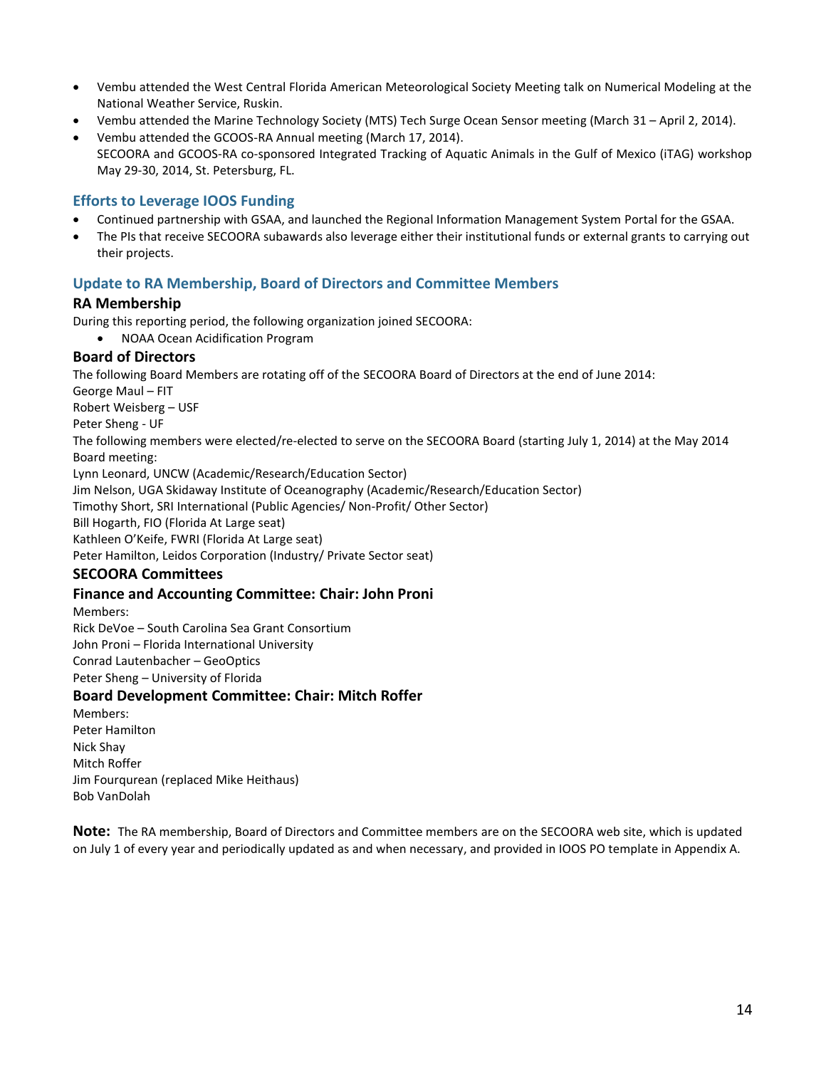- Vembu attended the West Central Florida American Meteorological Society Meeting talk on Numerical Modeling at the National Weather Service, Ruskin.
- Vembu attended the Marine Technology Society (MTS) Tech Surge Ocean Sensor meeting (March 31 – April 2, 2014).
- Vembu attended the GCOOS-RA Annual meeting (March 17, 2014).
  SECOORA and GCOOS-RA co-sponsored Integrated Tracking of Aquatic Animals in the Gulf of Mexico (iTAG) workshop May 29-30, 2014, St. Petersburg, FL.

## Efforts to Leverage IOOS Funding

- Continued partnership with GSAA, and launched the Regional Information Management System Portal for the GSAA.
- The PIs that receive SECOORA subawards also leverage either their institutional funds or external grants to carrying out their projects.

## Update to RA Membership, Board of Directors and Committee Members

### RA Membership

During this reporting period, the following organization joined SECOORA:

- NOAA Ocean Acidification Program

### Board of Directors

The following Board Members are rotating off of the SECOORA Board of Directors at the end of June 2014:
George Maul – FIT
Robert Weisberg – USF
Peter Sheng - UF
The following members were elected/re-elected to serve on the SECOORA Board (starting July 1, 2014) at the May 2014 Board meeting:
Lynn Leonard, UNCW (Academic/Research/Education Sector)
Jim Nelson, UGA Skidaway Institute of Oceanography (Academic/Research/Education Sector)
Timothy Short, SRI International (Public Agencies/ Non-Profit/ Other Sector)
Bill Hogarth, FIO (Florida At Large seat)
Kathleen O'Keife, FWRI (Florida At Large seat)
Peter Hamilton, Leidos Corporation (Industry/ Private Sector seat)

### SECOORA Committees

### Finance and Accounting Committee: Chair: John Proni

Members:
Rick DeVoe – South Carolina Sea Grant Consortium
John Proni – Florida International University
Conrad Lautenbacher – GeoOptics
Peter Sheng – University of Florida

### Board Development Committee: Chair: Mitch Roffer

Members:
Peter Hamilton
Nick Shay
Mitch Roffer
Jim Fourqurean (replaced Mike Heithaus)
Bob VanDolah

**Note:** The RA membership, Board of Directors and Committee members are on the SECOORA web site, which is updated on July 1 of every year and periodically updated as and when necessary, and provided in IOOS PO template in Appendix A.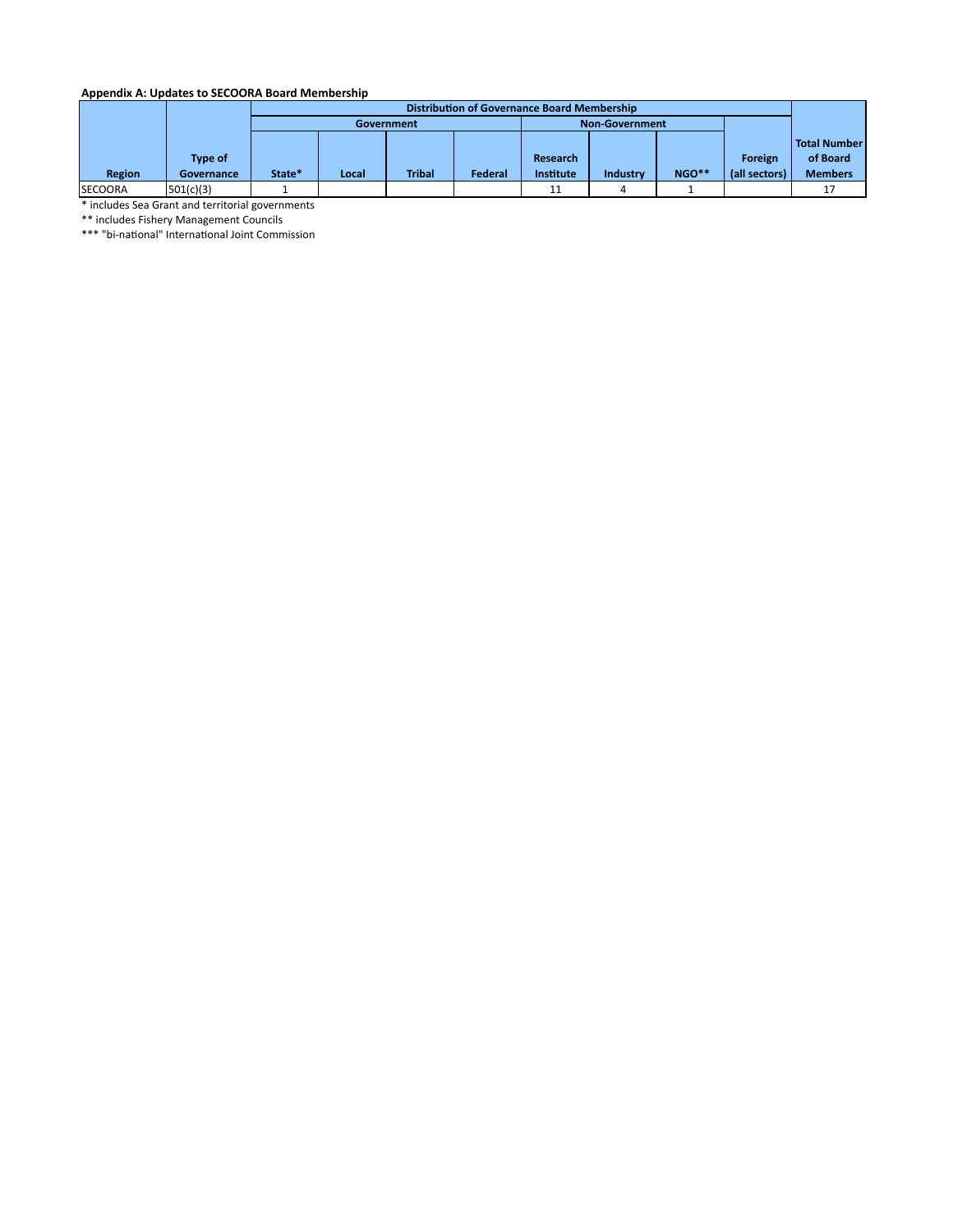**Appendix A: Updates to SECOORA Board Membership**

| Region | Type of Governance | Distribution of Governance Board Membership | | | | | | | | Total Number of Board Members |
|---|---|---|---|---|---|---|---|---|---|---|
| | | Government | | | | Non-Government | | | | |
| | | State* | Local | Tribal | Federal | Research Institute | Industry | NGO** | Foreign (all sectors) | |
| SECOORA | 501(c)(3) | 1 | | | | 11 | 4 | 1 | | 17 |

\* includes Sea Grant and territorial governments

** includes Fishery Management Councils

*** "bi-national" International Joint Commission